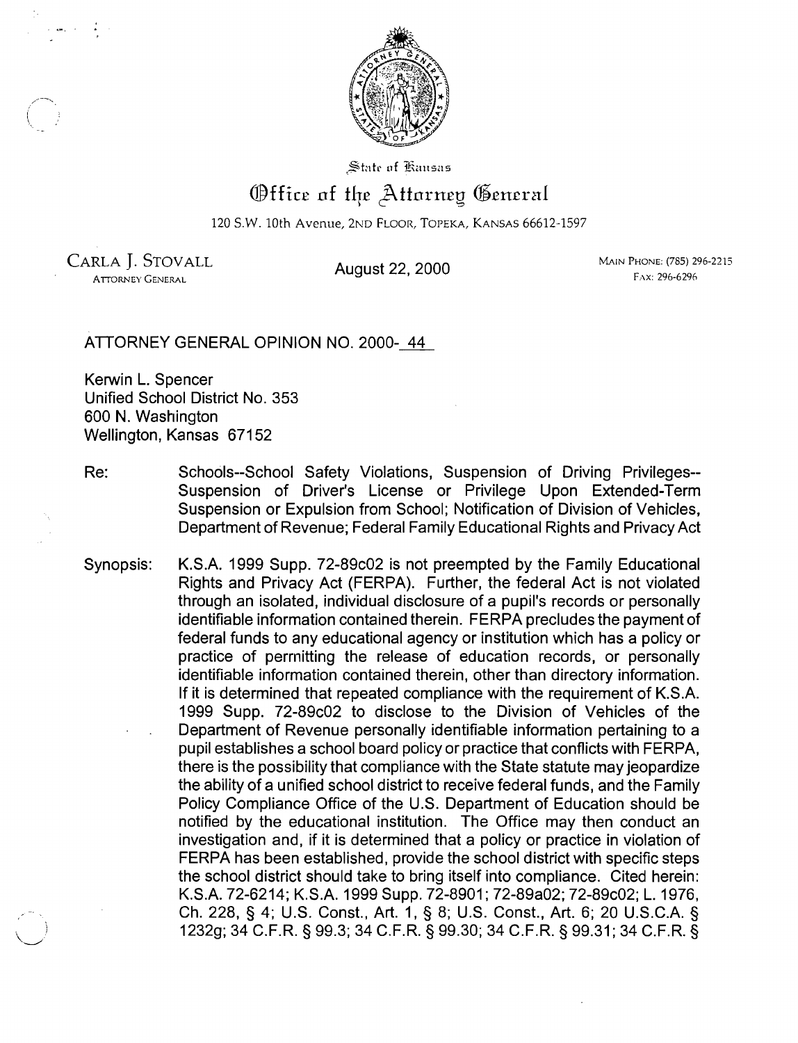State of Kansas

# Office of the Attorney General

120 S.W. 10th Avenue, 2nd Floor, Topeka, Kansas 66612-1597

CARLA J. STOVALL
ATTORNEY GENERAL

August 22, 2000

MAIN PHONE: (785) 296-2215
FAX: 296-6296

ATTORNEY GENERAL OPINION NO. 2000- 44

Kerwin L. Spencer
Unified School District No. 353
600 N. Washington
Wellington, Kansas 67152

Re: Schools--School Safety Violations, Suspension of Driving Privileges--Suspension of Driver's License or Privilege Upon Extended-Term Suspension or Expulsion from School; Notification of Division of Vehicles, Department of Revenue; Federal Family Educational Rights and Privacy Act

Synopsis: K.S.A. 1999 Supp. 72-89c02 is not preempted by the Family Educational Rights and Privacy Act (FERPA). Further, the federal Act is not violated through an isolated, individual disclosure of a pupil's records or personally identifiable information contained therein. FERPA precludes the payment of federal funds to any educational agency or institution which has a policy or practice of permitting the release of education records, or personally identifiable information contained therein, other than directory information. If it is determined that repeated compliance with the requirement of K.S.A. 1999 Supp. 72-89c02 to disclose to the Division of Vehicles of the Department of Revenue personally identifiable information pertaining to a pupil establishes a school board policy or practice that conflicts with FERPA, there is the possibility that compliance with the State statute may jeopardize the ability of a unified school district to receive federal funds, and the Family Policy Compliance Office of the U.S. Department of Education should be notified by the educational institution. The Office may then conduct an investigation and, if it is determined that a policy or practice in violation of FERPA has been established, provide the school district with specific steps the school district should take to bring itself into compliance. Cited herein: K.S.A. 72-6214; K.S.A. 1999 Supp. 72-8901; 72-89a02; 72-89c02; L. 1976, Ch. 228, § 4; U.S. Const., Art. 1, § 8; U.S. Const., Art. 6; 20 U.S.C.A. § 1232g; 34 C.F.R. § 99.3; 34 C.F.R. § 99.30; 34 C.F.R. § 99.31; 34 C.F.R. §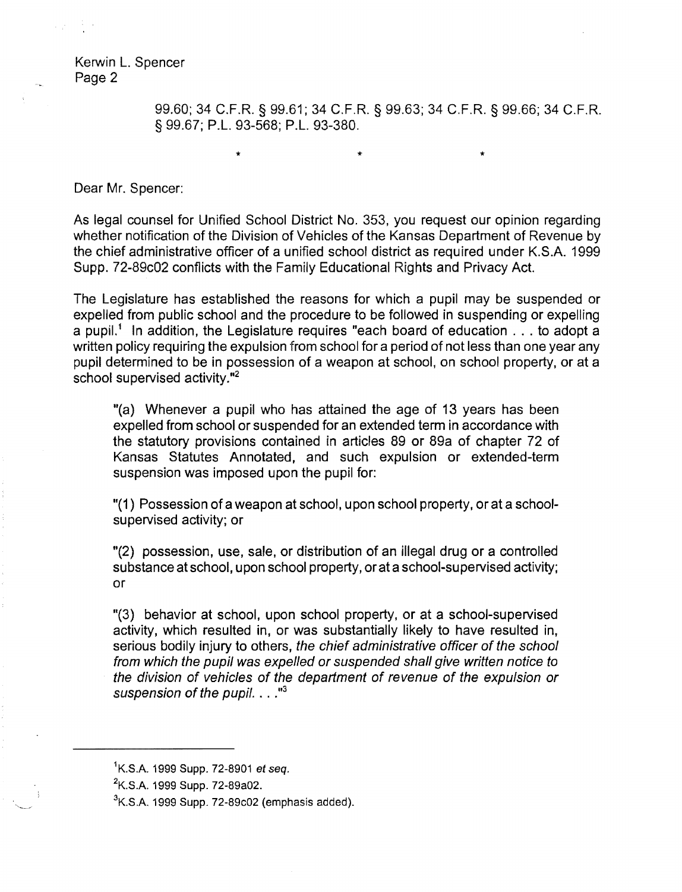99.60; 34 C.F.R. § 99.61; 34 C.F.R. § 99.63; 34 C.F.R. § 99.66; 34 C.F.R. § 99.67; P.L. 93-568; P.L. 93-380.

\*　　　　　\*　　　　　\*

Dear Mr. Spencer:

As legal counsel for Unified School District No. 353, you request our opinion regarding whether notification of the Division of Vehicles of the Kansas Department of Revenue by the chief administrative officer of a unified school district as required under K.S.A. 1999 Supp. 72-89c02 conflicts with the Family Educational Rights and Privacy Act.

The Legislature has established the reasons for which a pupil may be suspended or expelled from public school and the procedure to be followed in suspending or expelling a pupil.[1] In addition, the Legislature requires "each board of education . . . to adopt a written policy requiring the expulsion from school for a period of not less than one year any pupil determined to be in possession of a weapon at school, on school property, or at a school supervised activity."[2]

> "(a) Whenever a pupil who has attained the age of 13 years has been expelled from school or suspended for an extended term in accordance with the statutory provisions contained in articles 89 or 89a of chapter 72 of Kansas Statutes Annotated, and such expulsion or extended-term suspension was imposed upon the pupil for:
>
> "(1) Possession of a weapon at school, upon school property, or at a school-supervised activity; or
>
> "(2) possession, use, sale, or distribution of an illegal drug or a controlled substance at school, upon school property, or at a school-supervised activity; or
>
> "(3) behavior at school, upon school property, or at a school-supervised activity, which resulted in, or was substantially likely to have resulted in, serious bodily injury to others, *the chief administrative officer of the school from which the pupil was expelled or suspended shall give written notice to the division of vehicles of the department of revenue of the expulsion or suspension of the pupil. . . .*"[3]

---

[1] K.S.A. 1999 Supp. 72-8901 *et seq.*

[2] K.S.A. 1999 Supp. 72-89a02.

[3] K.S.A. 1999 Supp. 72-89c02 (emphasis added).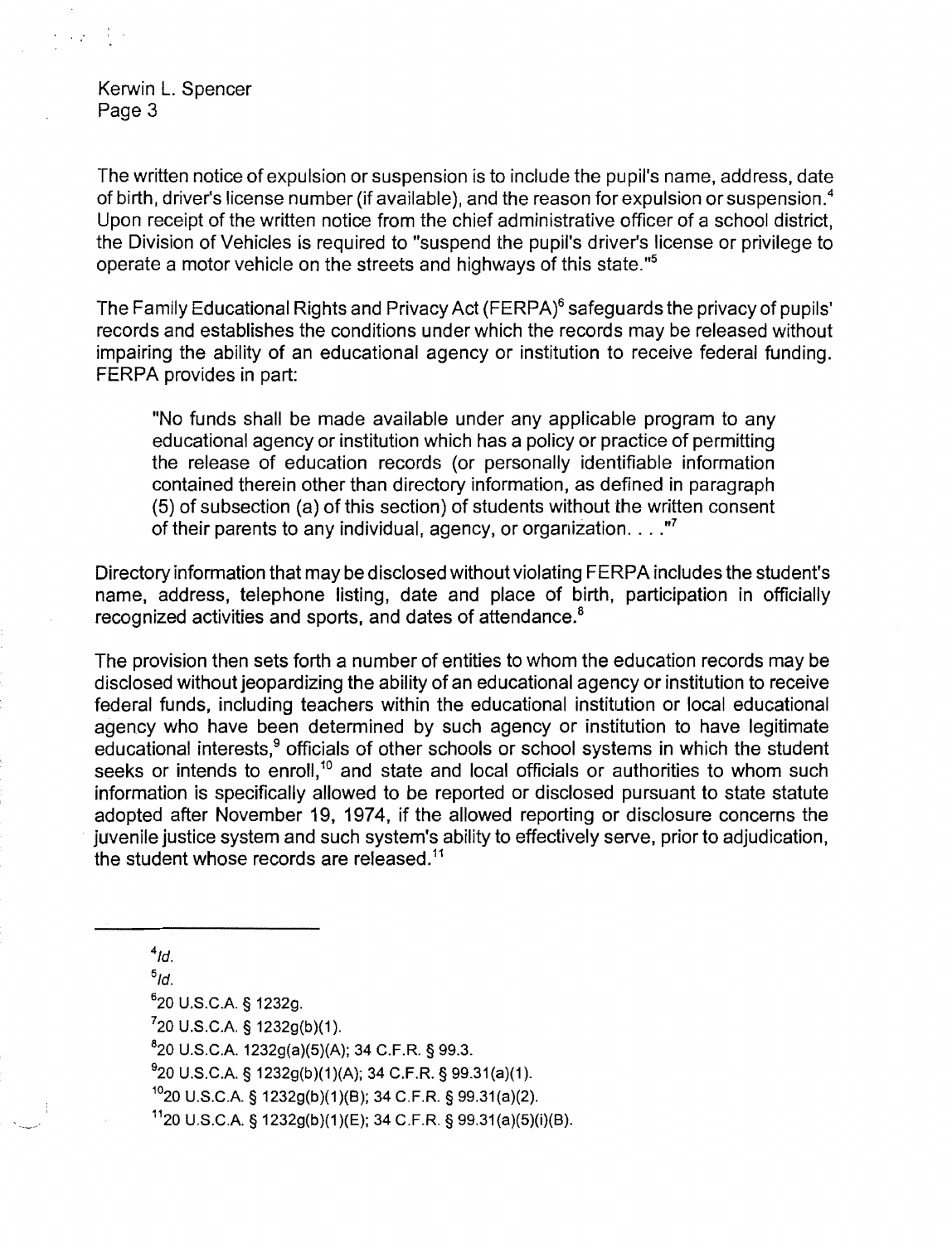The written notice of expulsion or suspension is to include the pupil's name, address, date of birth, driver's license number (if available), and the reason for expulsion or suspension.[4] Upon receipt of the written notice from the chief administrative officer of a school district, the Division of Vehicles is required to "suspend the pupil's driver's license or privilege to operate a motor vehicle on the streets and highways of this state."[5]

The Family Educational Rights and Privacy Act (FERPA)[6] safeguards the privacy of pupils' records and establishes the conditions under which the records may be released without impairing the ability of an educational agency or institution to receive federal funding. FERPA provides in part:

> "No funds shall be made available under any applicable program to any educational agency or institution which has a policy or practice of permitting the release of education records (or personally identifiable information contained therein other than directory information, as defined in paragraph (5) of subsection (a) of this section) of students without the written consent of their parents to any individual, agency, or organization. . . ."[7]

Directory information that may be disclosed without violating FERPA includes the student's name, address, telephone listing, date and place of birth, participation in officially recognized activities and sports, and dates of attendance.[8]

The provision then sets forth a number of entities to whom the education records may be disclosed without jeopardizing the ability of an educational agency or institution to receive federal funds, including teachers within the educational institution or local educational agency who have been determined by such agency or institution to have legitimate educational interests,[9] officials of other schools or school systems in which the student seeks or intends to enroll,[10] and state and local officials or authorities to whom such information is specifically allowed to be reported or disclosed pursuant to state statute adopted after November 19, 1974, if the allowed reporting or disclosure concerns the juvenile justice system and such system's ability to effectively serve, prior to adjudication, the student whose records are released.[11]

---

[4] *Id.*

[5] *Id.*

[6] 20 U.S.C.A. § 1232g.

[7] 20 U.S.C.A. § 1232g(b)(1).

[8] 20 U.S.C.A. 1232g(a)(5)(A); 34 C.F.R. § 99.3.

[9] 20 U.S.C.A. § 1232g(b)(1)(A); 34 C.F.R. § 99.31(a)(1).

[10] 20 U.S.C.A. § 1232g(b)(1)(B); 34 C.F.R. § 99.31(a)(2).

[11] 20 U.S.C.A. § 1232g(b)(1)(E); 34 C.F.R. § 99.31(a)(5)(i)(B).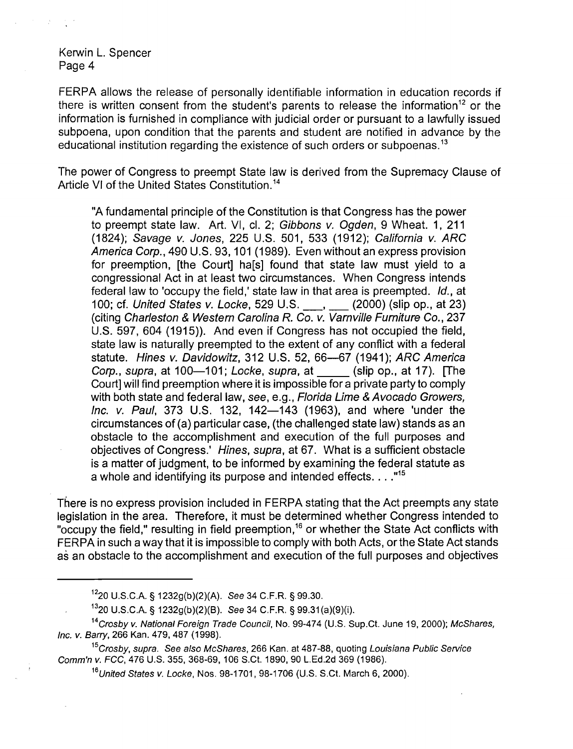FERPA allows the release of personally identifiable information in education records if there is written consent from the student's parents to release the information[12] or the information is furnished in compliance with judicial order or pursuant to a lawfully issued subpoena, upon condition that the parents and student are notified in advance by the educational institution regarding the existence of such orders or subpoenas.[13]

The power of Congress to preempt State law is derived from the Supremacy Clause of Article VI of the United States Constitution.[14]

> "A fundamental principle of the Constitution is that Congress has the power to preempt state law. Art. VI, cl. 2; *Gibbons v. Ogden*, 9 Wheat. 1, 211 (1824); *Savage v. Jones*, 225 U.S. 501, 533 (1912); *California v. ARC America Corp.*, 490 U.S. 93, 101 (1989). Even without an express provision for preemption, [the Court] ha[s] found that state law must yield to a congressional Act in at least two circumstances. When Congress intends federal law to 'occupy the field,' state law in that area is preempted. *Id.*, at 100; cf. *United States v. Locke*, 529 U.S. ___, ___ (2000) (slip op., at 23) (citing *Charleston & Western Carolina R. Co. v. Varnville Furniture Co.*, 237 U.S. 597, 604 (1915)). And even if Congress has not occupied the field, state law is naturally preempted to the extent of any conflict with a federal statute. *Hines v. Davidowitz*, 312 U.S. 52, 66—67 (1941); *ARC America Corp., supra*, at 100—101; *Locke, supra*, at _____ (slip op., at 17). [The Court] will find preemption where it is impossible for a private party to comply with both state and federal law, *see, e.g., Florida Lime & Avocado Growers, Inc. v. Paul*, 373 U.S. 132, 142—143 (1963), and where 'under the circumstances of (a) particular case, (the challenged state law) stands as an obstacle to the accomplishment and execution of the full purposes and objectives of Congress.' *Hines, supra*, at 67. What is a sufficient obstacle is a matter of judgment, to be informed by examining the federal statute as a whole and identifying its purpose and intended effects. . . ."[15]

There is no express provision included in FERPA stating that the Act preempts any state legislation in the area. Therefore, it must be determined whether Congress intended to "occupy the field," resulting in field preemption,[16] or whether the State Act conflicts with FERPA in such a way that it is impossible to comply with both Acts, or the State Act stands as an obstacle to the accomplishment and execution of the full purposes and objectives

---

[12] 20 U.S.C.A. § 1232g(b)(2)(A). *See* 34 C.F.R. § 99.30.

[13] 20 U.S.C.A. § 1232g(b)(2)(B). *See* 34 C.F.R. § 99.31(a)(9)(i).

[14] *Crosby v. National Foreign Trade Council*, No. 99-474 (U.S. Sup.Ct. June 19, 2000); *McShares, Inc. v. Barry*, 266 Kan. 479, 487 (1998).

[15] *Crosby, supra. See also McShares*, 266 Kan. at 487-88, quoting *Louisiana Public Service Comm'n v. FCC*, 476 U.S. 355, 368-69, 106 S.Ct. 1890, 90 L.Ed.2d 369 (1986).

[16] *United States v. Locke*, Nos. 98-1701, 98-1706 (U.S. S.Ct. March 6, 2000).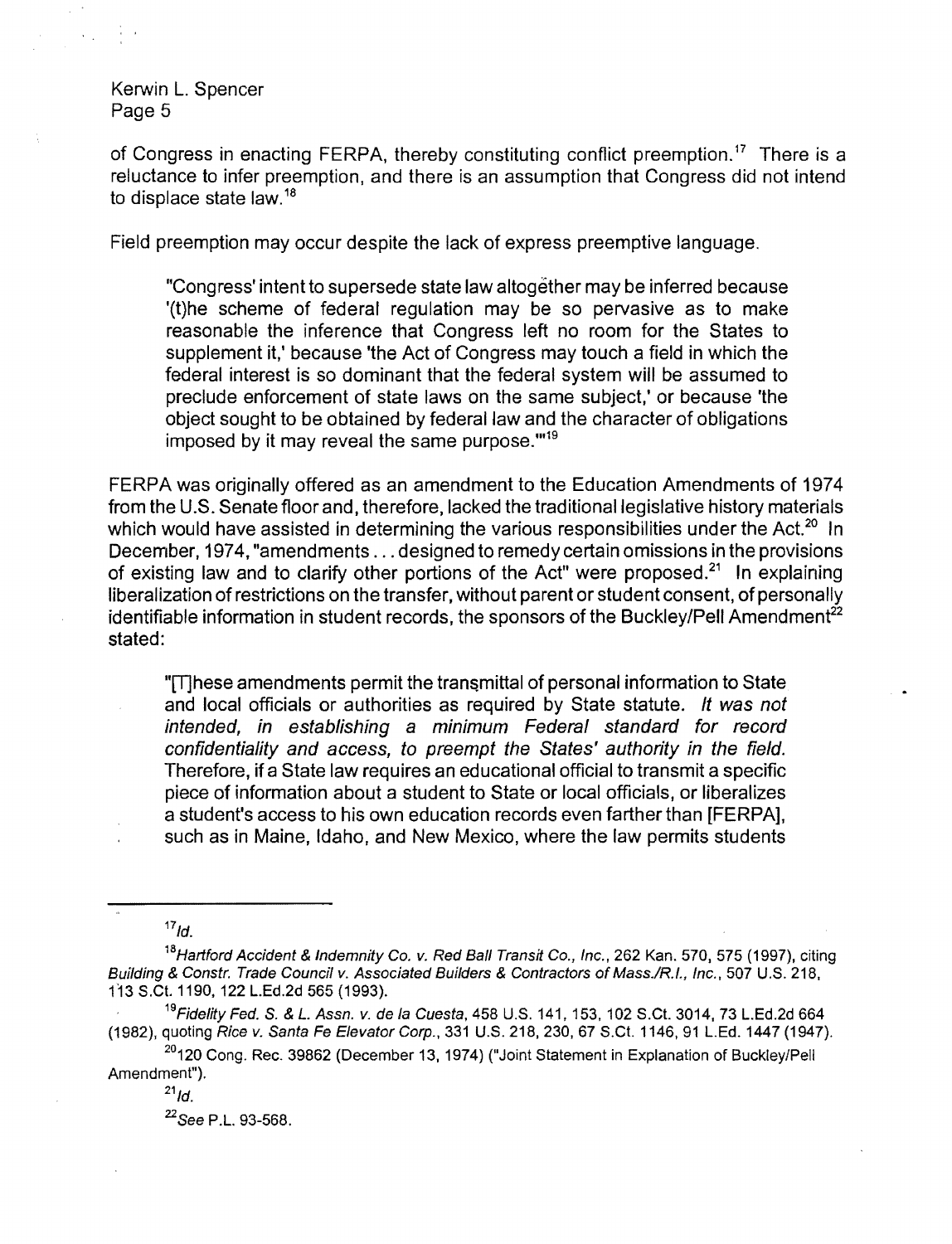of Congress in enacting FERPA, thereby constituting conflict preemption.[17] There is a reluctance to infer preemption, and there is an assumption that Congress did not intend to displace state law.[18]

Field preemption may occur despite the lack of express preemptive language.

> "Congress' intent to supersede state law altogether may be inferred because '(t)he scheme of federal regulation may be so pervasive as to make reasonable the inference that Congress left no room for the States to supplement it,' because 'the Act of Congress may touch a field in which the federal interest is so dominant that the federal system will be assumed to preclude enforcement of state laws on the same subject,' or because 'the object sought to be obtained by federal law and the character of obligations imposed by it may reveal the same purpose.'"[19]

FERPA was originally offered as an amendment to the Education Amendments of 1974 from the U.S. Senate floor and, therefore, lacked the traditional legislative history materials which would have assisted in determining the various responsibilities under the Act.[20] In December, 1974, "amendments . . . designed to remedy certain omissions in the provisions of existing law and to clarify other portions of the Act" were proposed.[21] In explaining liberalization of restrictions on the transfer, without parent or student consent, of personally identifiable information in student records, the sponsors of the Buckley/Pell Amendment[22] stated:

> "[T]hese amendments permit the transmittal of personal information to State and local officials or authorities as required by State statute. *It was not intended, in establishing a minimum Federal standard for record confidentiality and access, to preempt the States' authority in the field.* Therefore, if a State law requires an educational official to transmit a specific piece of information about a student to State or local officials, or liberalizes a student's access to his own education records even farther than [FERPA], such as in Maine, Idaho, and New Mexico, where the law permits students

---

[17] *Id.*

[18] *Hartford Accident & Indemnity Co. v. Red Ball Transit Co., Inc.*, 262 Kan. 570, 575 (1997), citing *Building & Constr. Trade Council v. Associated Builders & Contractors of Mass./R.I., Inc.*, 507 U.S. 218, 113 S.Ct. 1190, 122 L.Ed.2d 565 (1993).

[19] *Fidelity Fed. S. & L. Assn. v. de la Cuesta*, 458 U.S. 141, 153, 102 S.Ct. 3014, 73 L.Ed.2d 664 (1982), quoting *Rice v. Santa Fe Elevator Corp.*, 331 U.S. 218, 230, 67 S.Ct. 1146, 91 L.Ed. 1447 (1947).

[20] 120 Cong. Rec. 39862 (December 13, 1974) ("Joint Statement in Explanation of Buckley/Pell Amendment").

[21] *Id.*

[22] *See* P.L. 93-568.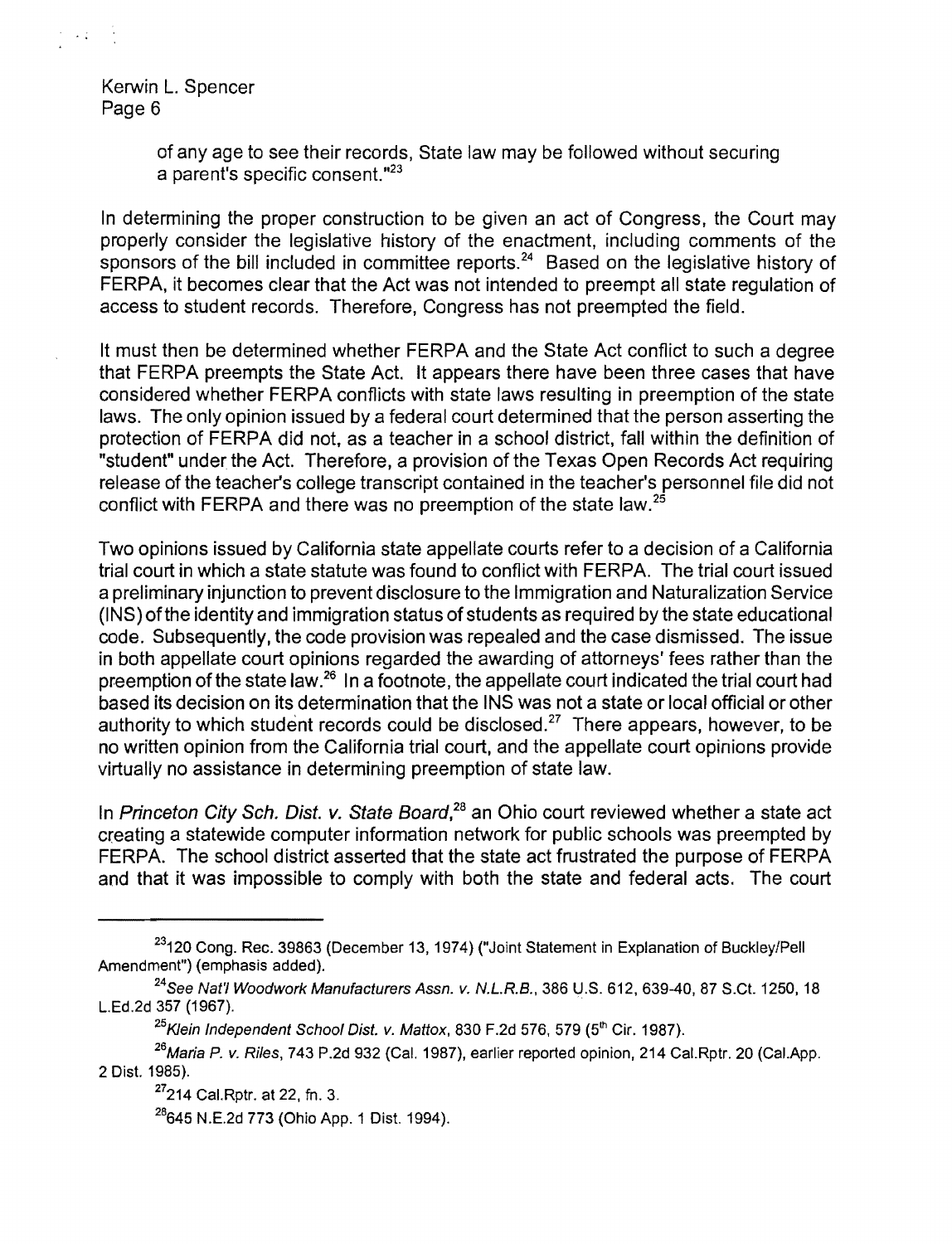of any age to see their records, State law may be followed without securing a parent's specific consent."[23]

In determining the proper construction to be given an act of Congress, the Court may properly consider the legislative history of the enactment, including comments of the sponsors of the bill included in committee reports.[24] Based on the legislative history of FERPA, it becomes clear that the Act was not intended to preempt all state regulation of access to student records. Therefore, Congress has not preempted the field.

It must then be determined whether FERPA and the State Act conflict to such a degree that FERPA preempts the State Act. It appears there have been three cases that have considered whether FERPA conflicts with state laws resulting in preemption of the state laws. The only opinion issued by a federal court determined that the person asserting the protection of FERPA did not, as a teacher in a school district, fall within the definition of "student" under the Act. Therefore, a provision of the Texas Open Records Act requiring release of the teacher's college transcript contained in the teacher's personnel file did not conflict with FERPA and there was no preemption of the state law.[25]

Two opinions issued by California state appellate courts refer to a decision of a California trial court in which a state statute was found to conflict with FERPA. The trial court issued a preliminary injunction to prevent disclosure to the Immigration and Naturalization Service (INS) of the identity and immigration status of students as required by the state educational code. Subsequently, the code provision was repealed and the case dismissed. The issue in both appellate court opinions regarded the awarding of attorneys' fees rather than the preemption of the state law.[26] In a footnote, the appellate court indicated the trial court had based its decision on its determination that the INS was not a state or local official or other authority to which student records could be disclosed.[27] There appears, however, to be no written opinion from the California trial court, and the appellate court opinions provide virtually no assistance in determining preemption of state law.

In *Princeton City Sch. Dist. v. State Board*,[28] an Ohio court reviewed whether a state act creating a statewide computer information network for public schools was preempted by FERPA. The school district asserted that the state act frustrated the purpose of FERPA and that it was impossible to comply with both the state and federal acts. The court

---

[23] 120 Cong. Rec. 39863 (December 13, 1974) ("Joint Statement in Explanation of Buckley/Pell Amendment") (emphasis added).

[24] *See Nat'l Woodwork Manufacturers Assn. v. N.L.R.B.*, 386 U.S. 612, 639-40, 87 S.Ct. 1250, 18 L.Ed.2d 357 (1967).

[25] *Klein Independent School Dist. v. Mattox*, 830 F.2d 576, 579 (5th Cir. 1987).

[26] *Maria P. v. Riles*, 743 P.2d 932 (Cal. 1987), earlier reported opinion, 214 Cal.Rptr. 20 (Cal.App. 2 Dist. 1985).

[27] 214 Cal.Rptr. at 22, fn. 3.

[28] 645 N.E.2d 773 (Ohio App. 1 Dist. 1994).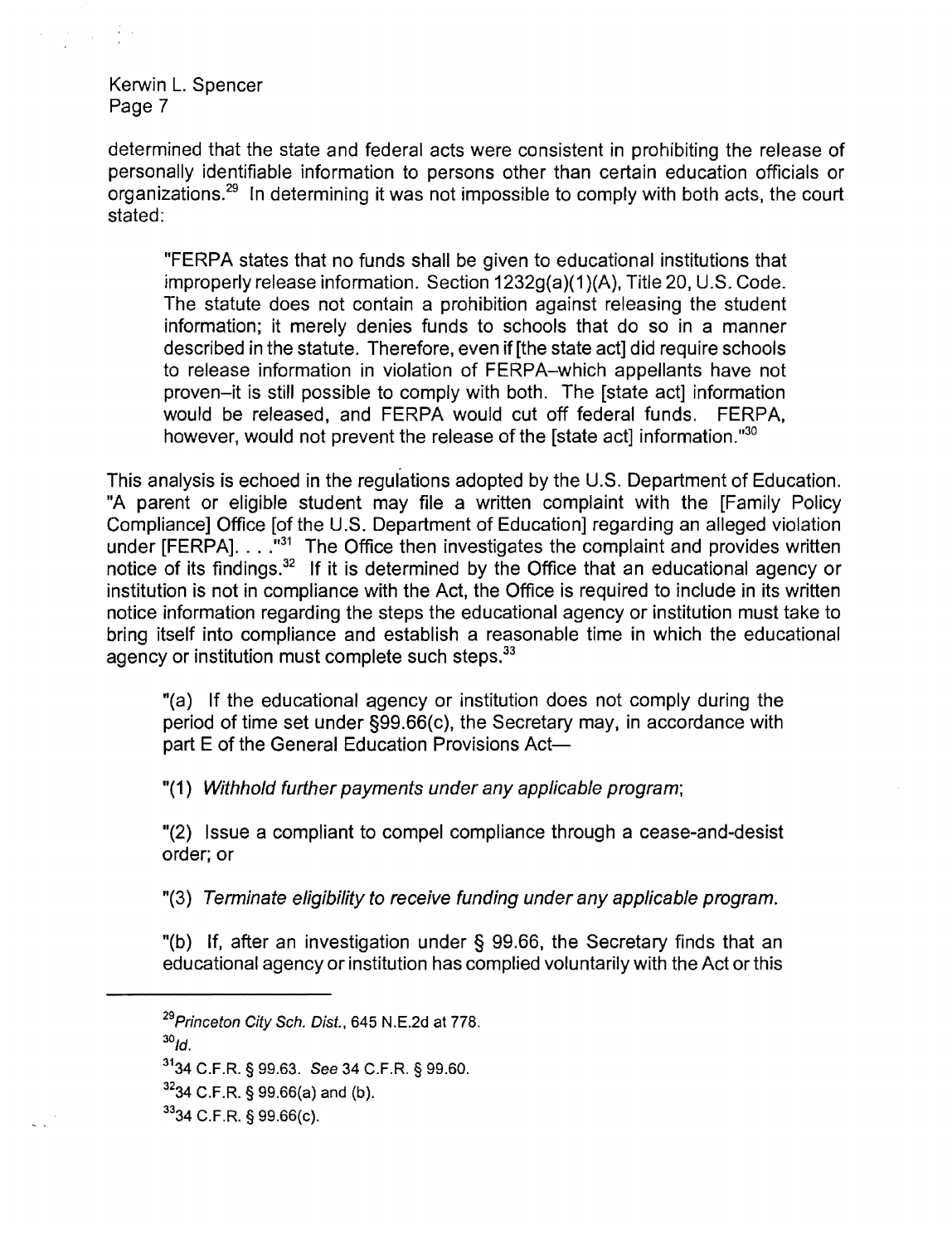determined that the state and federal acts were consistent in prohibiting the release of personally identifiable information to persons other than certain education officials or organizations.[29] In determining it was not impossible to comply with both acts, the court stated:

> "FERPA states that no funds shall be given to educational institutions that improperly release information. Section 1232g(a)(1)(A), Title 20, U.S. Code. The statute does not contain a prohibition against releasing the student information; it merely denies funds to schools that do so in a manner described in the statute. Therefore, even if [the state act] did require schools to release information in violation of FERPA–which appellants have not proven–it is still possible to comply with both. The [state act] information would be released, and FERPA would cut off federal funds. FERPA, however, would not prevent the release of the [state act] information."[30]

This analysis is echoed in the regulations adopted by the U.S. Department of Education. "A parent or eligible student may file a written complaint with the [Family Policy Compliance] Office [of the U.S. Department of Education] regarding an alleged violation under [FERPA]. . . ."[31] The Office then investigates the complaint and provides written notice of its findings.[32] If it is determined by the Office that an educational agency or institution is not in compliance with the Act, the Office is required to include in its written notice information regarding the steps the educational agency or institution must take to bring itself into compliance and establish a reasonable time in which the educational agency or institution must complete such steps.[33]

> "(a) If the educational agency or institution does not comply during the period of time set under §99.66(c), the Secretary may, in accordance with part E of the General Education Provisions Act—
>
> "(1) *Withhold further payments under any applicable program*;
>
> "(2) Issue a compliant to compel compliance through a cease-and-desist order; or
>
> "(3) *Terminate eligibility to receive funding under any applicable program.*
>
> "(b) If, after an investigation under § 99.66, the Secretary finds that an educational agency or institution has complied voluntarily with the Act or this

---

[29] *Princeton City Sch. Dist.*, 645 N.E.2d at 778.

[30] *Id.*

[31] 34 C.F.R. § 99.63. *See* 34 C.F.R. § 99.60.

[32] 34 C.F.R. § 99.66(a) and (b).

[33] 34 C.F.R. § 99.66(c).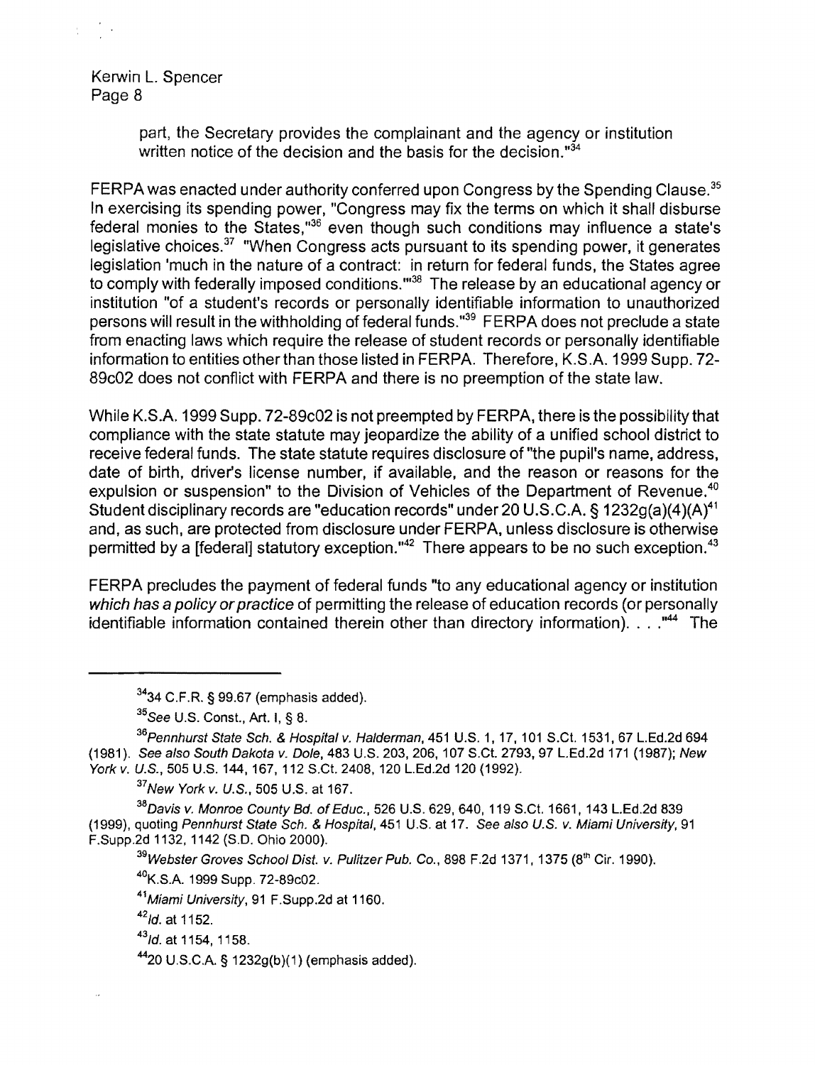part, the Secretary provides the complainant and the agency or institution written notice of the decision and the basis for the decision."[34]

FERPA was enacted under authority conferred upon Congress by the Spending Clause.[35] In exercising its spending power, "Congress may fix the terms on which it shall disburse federal monies to the States,"[36] even though such conditions may influence a state's legislative choices.[37] "When Congress acts pursuant to its spending power, it generates legislation 'much in the nature of a contract: in return for federal funds, the States agree to comply with federally imposed conditions.'"[38] The release by an educational agency or institution "of a student's records or personally identifiable information to unauthorized persons will result in the withholding of federal funds."[39] FERPA does not preclude a state from enacting laws which require the release of student records or personally identifiable information to entities other than those listed in FERPA. Therefore, K.S.A. 1999 Supp. 72-89c02 does not conflict with FERPA and there is no preemption of the state law.

While K.S.A. 1999 Supp. 72-89c02 is not preempted by FERPA, there is the possibility that compliance with the state statute may jeopardize the ability of a unified school district to receive federal funds. The state statute requires disclosure of "the pupil's name, address, date of birth, driver's license number, if available, and the reason or reasons for the expulsion or suspension" to the Division of Vehicles of the Department of Revenue.[40] Student disciplinary records are "education records" under 20 U.S.C.A. § 1232g(a)(4)(A)[41] and, as such, are protected from disclosure under FERPA, unless disclosure is otherwise permitted by a [federal] statutory exception."[42] There appears to be no such exception.[43]

FERPA precludes the payment of federal funds "to any educational agency or institution *which has a policy or practice* of permitting the release of education records (or personally identifiable information contained therein other than directory information). . . ."[44] The

---

[34] 34 C.F.R. § 99.67 (emphasis added).

[35] *See* U.S. Const., Art. I, § 8.

[36] *Pennhurst State Sch. & Hospital v. Halderman*, 451 U.S. 1, 17, 101 S.Ct. 1531, 67 L.Ed.2d 694 (1981). *See also South Dakota v. Dole*, 483 U.S. 203, 206, 107 S.Ct. 2793, 97 L.Ed.2d 171 (1987); *New York v. U.S.*, 505 U.S. 144, 167, 112 S.Ct. 2408, 120 L.Ed.2d 120 (1992).

[37] *New York v. U.S.*, 505 U.S. at 167.

[38] *Davis v. Monroe County Bd. of Educ.*, 526 U.S. 629, 640, 119 S.Ct. 1661, 143 L.Ed.2d 839 (1999), quoting *Pennhurst State Sch. & Hospital*, 451 U.S. at 17. *See also U.S. v. Miami University*, 91 F.Supp.2d 1132, 1142 (S.D. Ohio 2000).

[39] *Webster Groves School Dist. v. Pulitzer Pub. Co.*, 898 F.2d 1371, 1375 (8th Cir. 1990).

[40] K.S.A. 1999 Supp. 72-89c02.

[41] *Miami University*, 91 F.Supp.2d at 1160.

[42] *Id.* at 1152.

[43] *Id.* at 1154, 1158.

[44] 20 U.S.C.A. § 1232g(b)(1) (emphasis added).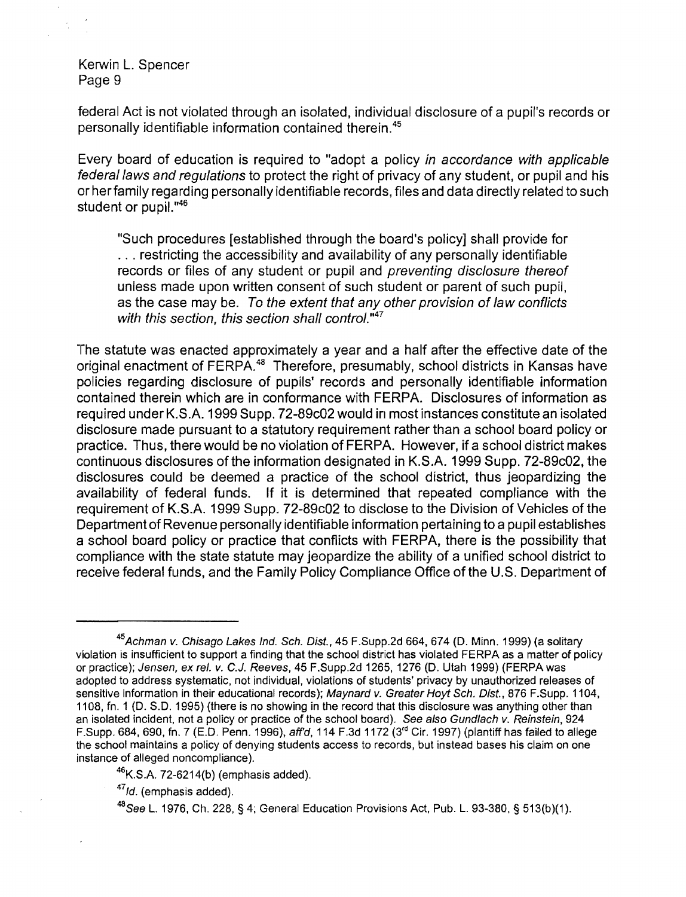federal Act is not violated through an isolated, individual disclosure of a pupil's records or personally identifiable information contained therein.[45]

Every board of education is required to "adopt a policy *in accordance with applicable federal laws and regulations* to protect the right of privacy of any student, or pupil and his or her family regarding personally identifiable records, files and data directly related to such student or pupil."[46]

> "Such procedures [established through the board's policy] shall provide for . . . restricting the accessibility and availability of any personally identifiable records or files of any student or pupil and *preventing disclosure thereof* unless made upon written consent of such student or parent of such pupil, as the case may be. *To the extent that any other provision of law conflicts with this section, this section shall control.*"[47]

The statute was enacted approximately a year and a half after the effective date of the original enactment of FERPA.[48] Therefore, presumably, school districts in Kansas have policies regarding disclosure of pupils' records and personally identifiable information contained therein which are in conformance with FERPA. Disclosures of information as required under K.S.A. 1999 Supp. 72-89c02 would in most instances constitute an isolated disclosure made pursuant to a statutory requirement rather than a school board policy or practice. Thus, there would be no violation of FERPA. However, if a school district makes continuous disclosures of the information designated in K.S.A. 1999 Supp. 72-89c02, the disclosures could be deemed a practice of the school district, thus jeopardizing the availability of federal funds. If it is determined that repeated compliance with the requirement of K.S.A. 1999 Supp. 72-89c02 to disclose to the Division of Vehicles of the Department of Revenue personally identifiable information pertaining to a pupil establishes a school board policy or practice that conflicts with FERPA, there is the possibility that compliance with the state statute may jeopardize the ability of a unified school district to receive federal funds, and the Family Policy Compliance Office of the U.S. Department of

---

[45] *Achman v. Chisago Lakes Ind. Sch. Dist.*, 45 F.Supp.2d 664, 674 (D. Minn. 1999) (a solitary violation is insufficient to support a finding that the school district has violated FERPA as a matter of policy or practice); *Jensen, ex rel. v. C.J. Reeves*, 45 F.Supp.2d 1265, 1276 (D. Utah 1999) (FERPA was adopted to address systematic, not individual, violations of students' privacy by unauthorized releases of sensitive information in their educational records); *Maynard v. Greater Hoyt Sch. Dist.*, 876 F.Supp. 1104, 1108, fn. 1 (D. S.D. 1995) (there is no showing in the record that this disclosure was anything other than an isolated incident, not a policy or practice of the school board). *See also Gundlach v. Reinstein*, 924 F.Supp. 684, 690, fn. 7 (E.D. Penn. 1996), *aff'd*, 114 F.3d 1172 (3rd Cir. 1997) (plantiff has failed to allege the school maintains a policy of denying students access to records, but instead bases his claim on one instance of alleged noncompliance).

[46] K.S.A. 72-6214(b) (emphasis added).

[47] *Id.* (emphasis added).

[48] *See* L. 1976, Ch. 228, § 4; General Education Provisions Act, Pub. L. 93-380, § 513(b)(1).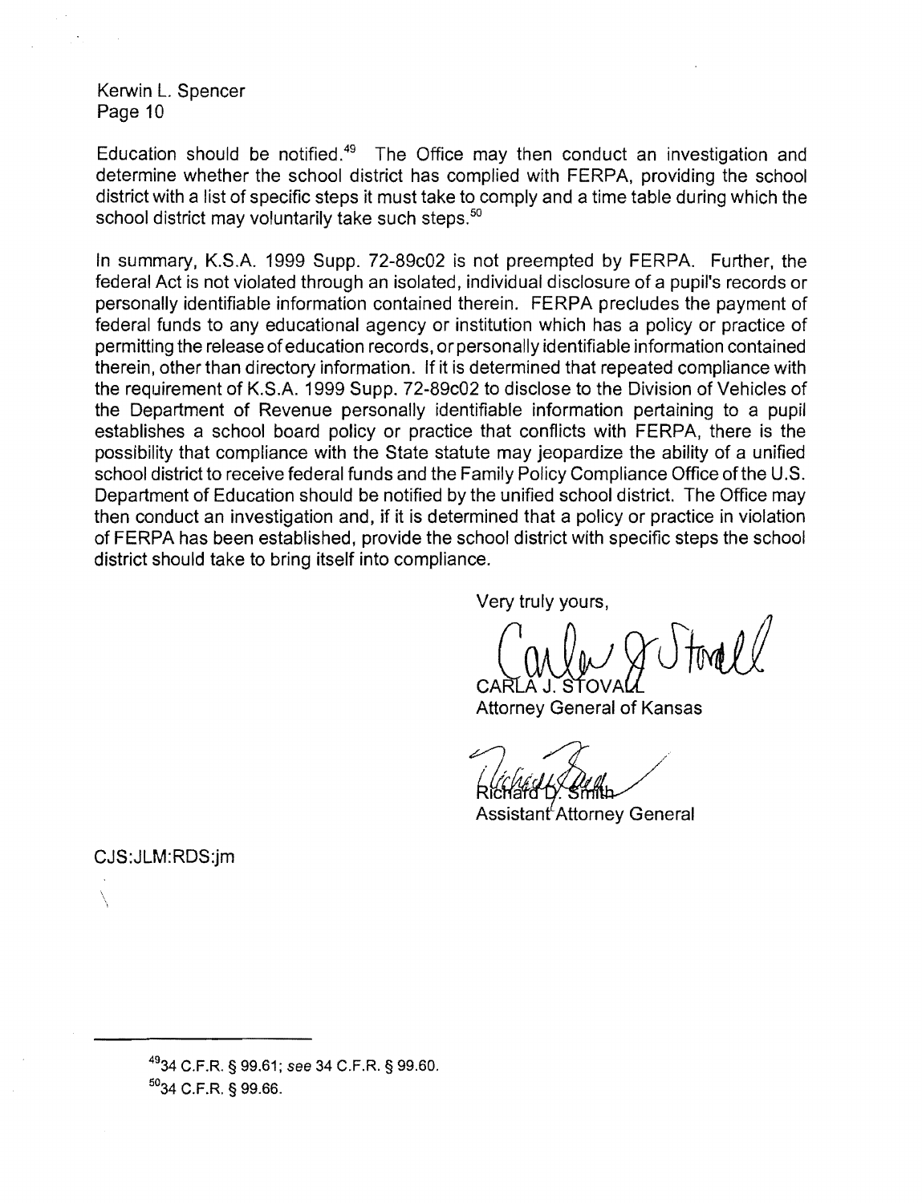Education should be notified.[49] The Office may then conduct an investigation and determine whether the school district has complied with FERPA, providing the school district with a list of specific steps it must take to comply and a time table during which the school district may voluntarily take such steps.[50]

In summary, K.S.A. 1999 Supp. 72-89c02 is not preempted by FERPA. Further, the federal Act is not violated through an isolated, individual disclosure of a pupil's records or personally identifiable information contained therein. FERPA precludes the payment of federal funds to any educational agency or institution which has a policy or practice of permitting the release of education records, or personally identifiable information contained therein, other than directory information. If it is determined that repeated compliance with the requirement of K.S.A. 1999 Supp. 72-89c02 to disclose to the Division of Vehicles of the Department of Revenue personally identifiable information pertaining to a pupil establishes a school board policy or practice that conflicts with FERPA, there is the possibility that compliance with the State statute may jeopardize the ability of a unified school district to receive federal funds and the Family Policy Compliance Office of the U.S. Department of Education should be notified by the unified school district. The Office may then conduct an investigation and, if it is determined that a policy or practice in violation of FERPA has been established, provide the school district with specific steps the school district should take to bring itself into compliance.

Very truly yours,

CARLA J. STOVALL
Attorney General of Kansas

Richard D. Smith
Assistant Attorney General

CJS:JLM:RDS:jm

---

[49] 34 C.F.R. § 99.61; *see* 34 C.F.R. § 99.60.

[50] 34 C.F.R. § 99.66.